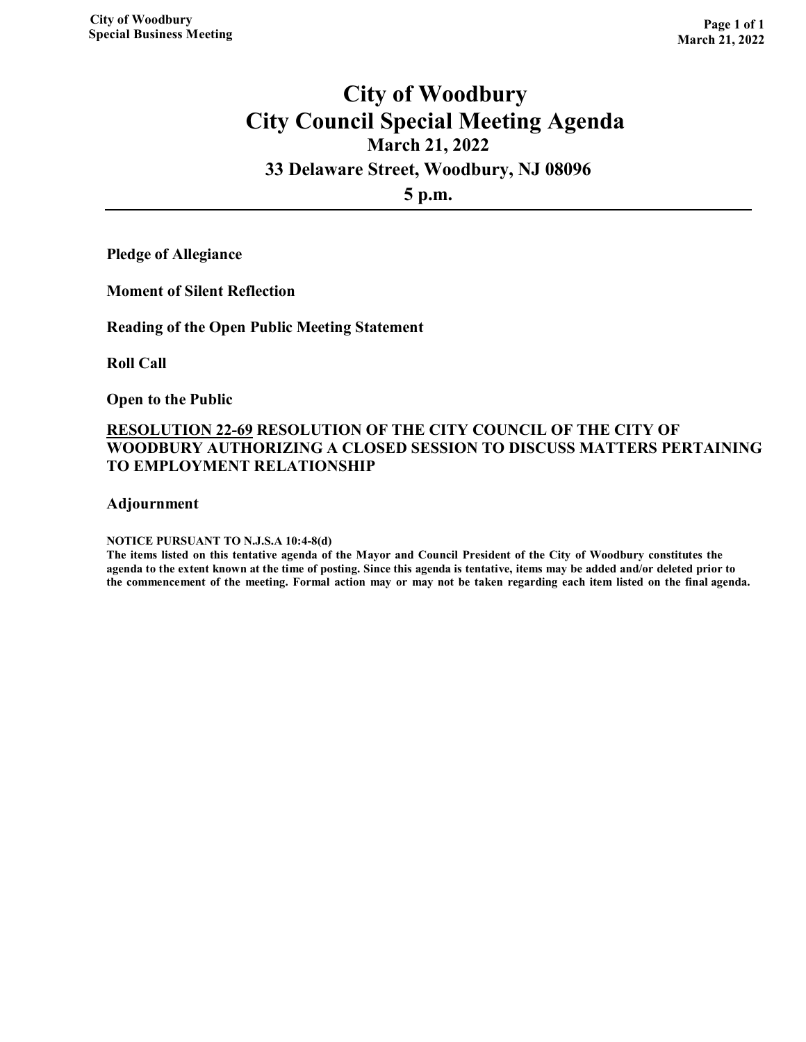# City of Woodbury
# City Council Special Meeting Agenda
### March 21, 2022
### 33 Delaware Street, Woodbury, NJ 08096
### 5 p.m.

---

**Pledge of Allegiance**

**Moment of Silent Reflection**

**Reading of the Open Public Meeting Statement**

**Roll Call**

**Open to the Public**

**RESOLUTION 22-69 RESOLUTION OF THE CITY COUNCIL OF THE CITY OF WOODBURY AUTHORIZING A CLOSED SESSION TO DISCUSS MATTERS PERTAINING TO EMPLOYMENT RELATIONSHIP**

**Adjournment**

**NOTICE PURSUANT TO N.J.S.A 10:4-8(d)**
**The items listed on this tentative agenda of the Mayor and Council President of the City of Woodbury constitutes the agenda to the extent known at the time of posting. Since this agenda is tentative, items may be added and/or deleted prior to the commencement of the meeting. Formal action may or may not be taken regarding each item listed on the final agenda.**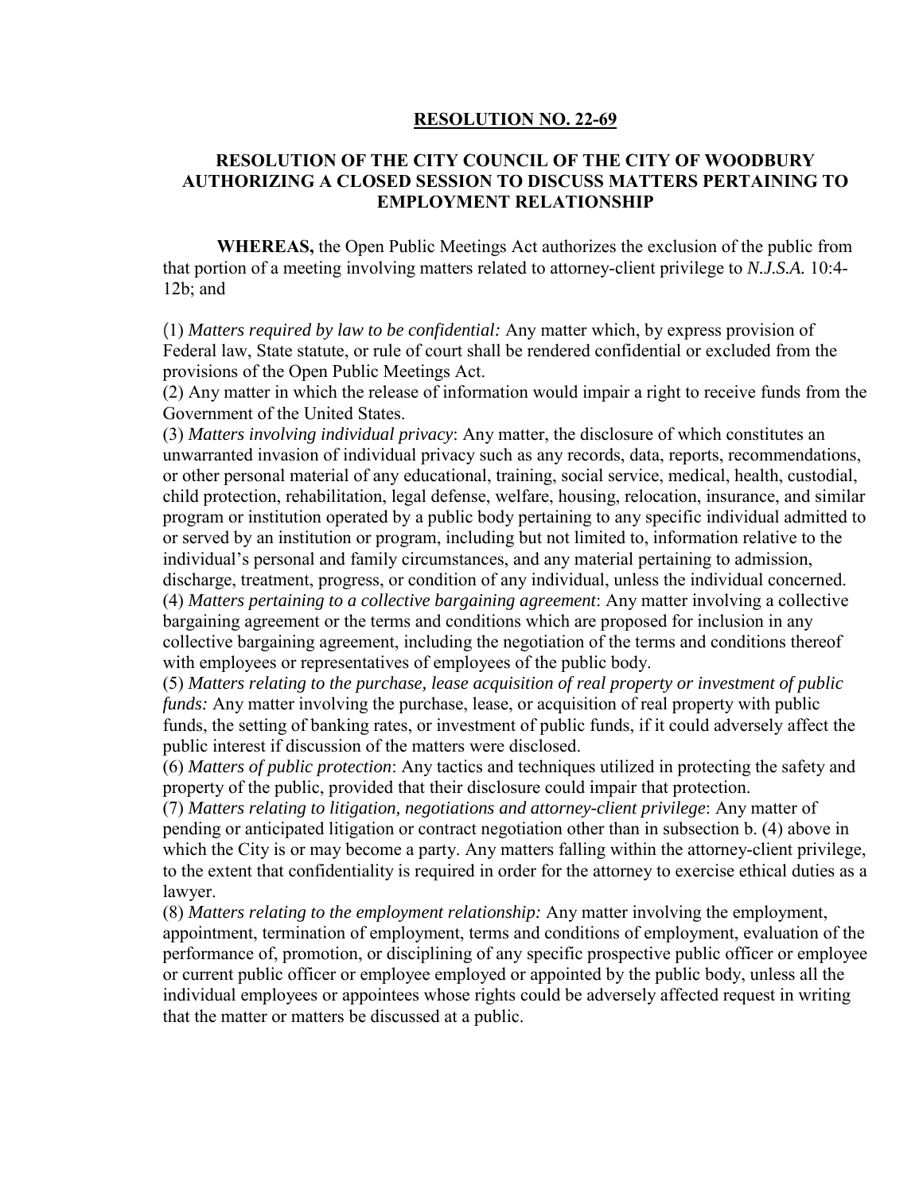**RESOLUTION NO. 22-69**

**RESOLUTION OF THE CITY COUNCIL OF THE CITY OF WOODBURY AUTHORIZING A CLOSED SESSION TO DISCUSS MATTERS PERTAINING TO EMPLOYMENT RELATIONSHIP**

**WHEREAS,** the Open Public Meetings Act authorizes the exclusion of the public from that portion of a meeting involving matters related to attorney-client privilege to *N.J.S.A.* 10:4-12b; and

(1) *Matters required by law to be confidential:* Any matter which, by express provision of Federal law, State statute, or rule of court shall be rendered confidential or excluded from the provisions of the Open Public Meetings Act.

(2) Any matter in which the release of information would impair a right to receive funds from the Government of the United States.

(3) *Matters involving individual privacy*: Any matter, the disclosure of which constitutes an unwarranted invasion of individual privacy such as any records, data, reports, recommendations, or other personal material of any educational, training, social service, medical, health, custodial, child protection, rehabilitation, legal defense, welfare, housing, relocation, insurance, and similar program or institution operated by a public body pertaining to any specific individual admitted to or served by an institution or program, including but not limited to, information relative to the individual's personal and family circumstances, and any material pertaining to admission, discharge, treatment, progress, or condition of any individual, unless the individual concerned.

(4) *Matters pertaining to a collective bargaining agreement*: Any matter involving a collective bargaining agreement or the terms and conditions which are proposed for inclusion in any collective bargaining agreement, including the negotiation of the terms and conditions thereof with employees or representatives of employees of the public body.

(5) *Matters relating to the purchase, lease acquisition of real property or investment of public funds:* Any matter involving the purchase, lease, or acquisition of real property with public funds, the setting of banking rates, or investment of public funds, if it could adversely affect the public interest if discussion of the matters were disclosed.

(6) *Matters of public protection*: Any tactics and techniques utilized in protecting the safety and property of the public, provided that their disclosure could impair that protection.

(7) *Matters relating to litigation, negotiations and attorney-client privilege*: Any matter of pending or anticipated litigation or contract negotiation other than in subsection b. (4) above in which the City is or may become a party. Any matters falling within the attorney-client privilege, to the extent that confidentiality is required in order for the attorney to exercise ethical duties as a lawyer.

(8) *Matters relating to the employment relationship:* Any matter involving the employment, appointment, termination of employment, terms and conditions of employment, evaluation of the performance of, promotion, or disciplining of any specific prospective public officer or employee or current public officer or employee employed or appointed by the public body, unless all the individual employees or appointees whose rights could be adversely affected request in writing that the matter or matters be discussed at a public.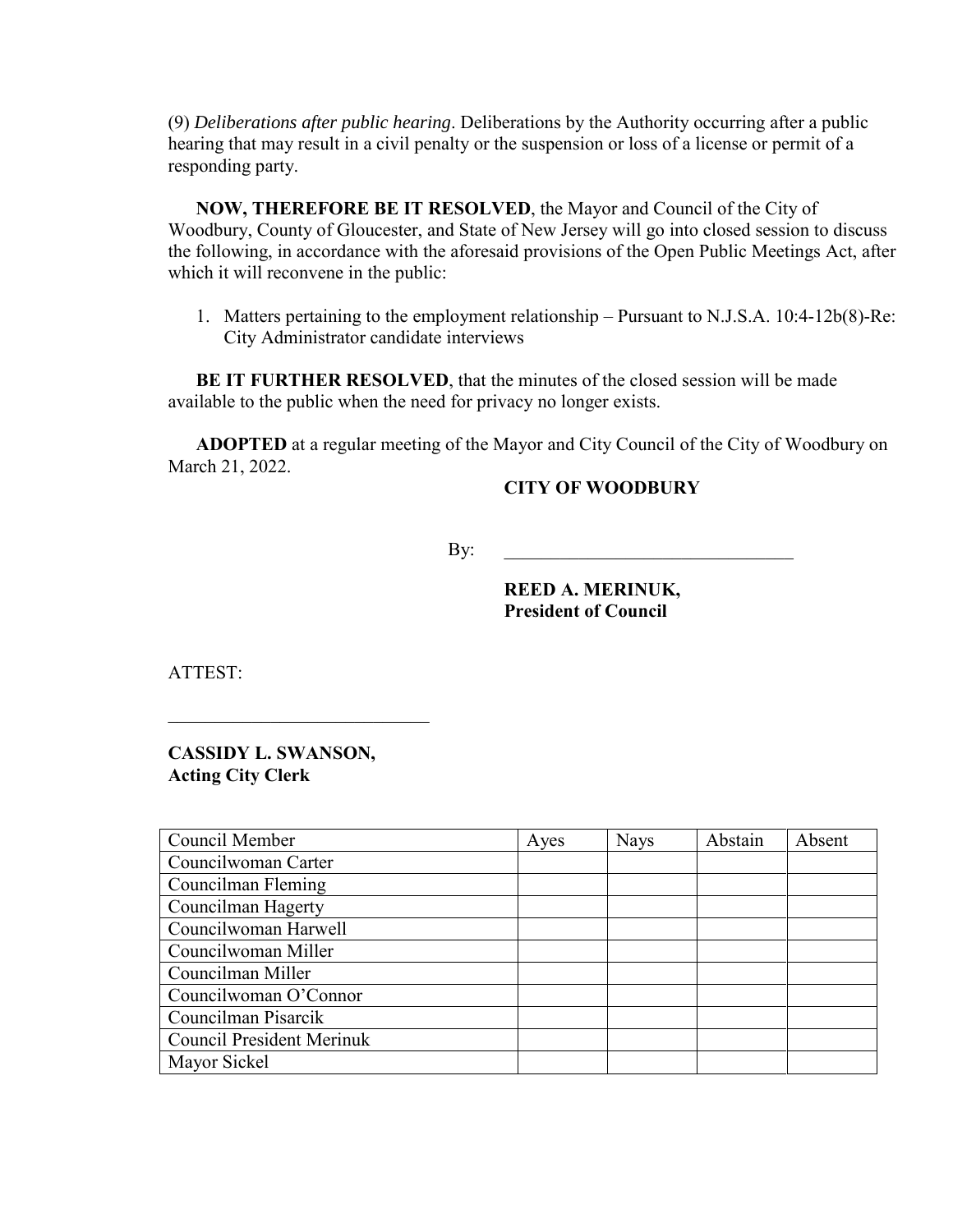(9) *Deliberations after public hearing*. Deliberations by the Authority occurring after a public hearing that may result in a civil penalty or the suspension or loss of a license or permit of a responding party.

**NOW, THEREFORE BE IT RESOLVED**, the Mayor and Council of the City of Woodbury, County of Gloucester, and State of New Jersey will go into closed session to discuss the following, in accordance with the aforesaid provisions of the Open Public Meetings Act, after which it will reconvene in the public:

1. Matters pertaining to the employment relationship – Pursuant to N.J.S.A. 10:4-12b(8)-Re: City Administrator candidate interviews

**BE IT FURTHER RESOLVED**, that the minutes of the closed session will be made available to the public when the need for privacy no longer exists.

**ADOPTED** at a regular meeting of the Mayor and City Council of the City of Woodbury on March 21, 2022.

**CITY OF WOODBURY**

By: ________________________________

**REED A. MERINUK,**
**President of Council**

ATTEST:

____________________________

**CASSIDY L. SWANSON,**
**Acting City Clerk**

| Council Member | Ayes | Nays | Abstain | Absent |
|---|---|---|---|---|
| Councilwoman Carter | | | | |
| Councilman Fleming | | | | |
| Councilman Hagerty | | | | |
| Councilwoman Harwell | | | | |
| Councilwoman Miller | | | | |
| Councilman Miller | | | | |
| Councilwoman O'Connor | | | | |
| Councilman Pisarcik | | | | |
| Council President Merinuk | | | | |
| Mayor Sickel | | | | |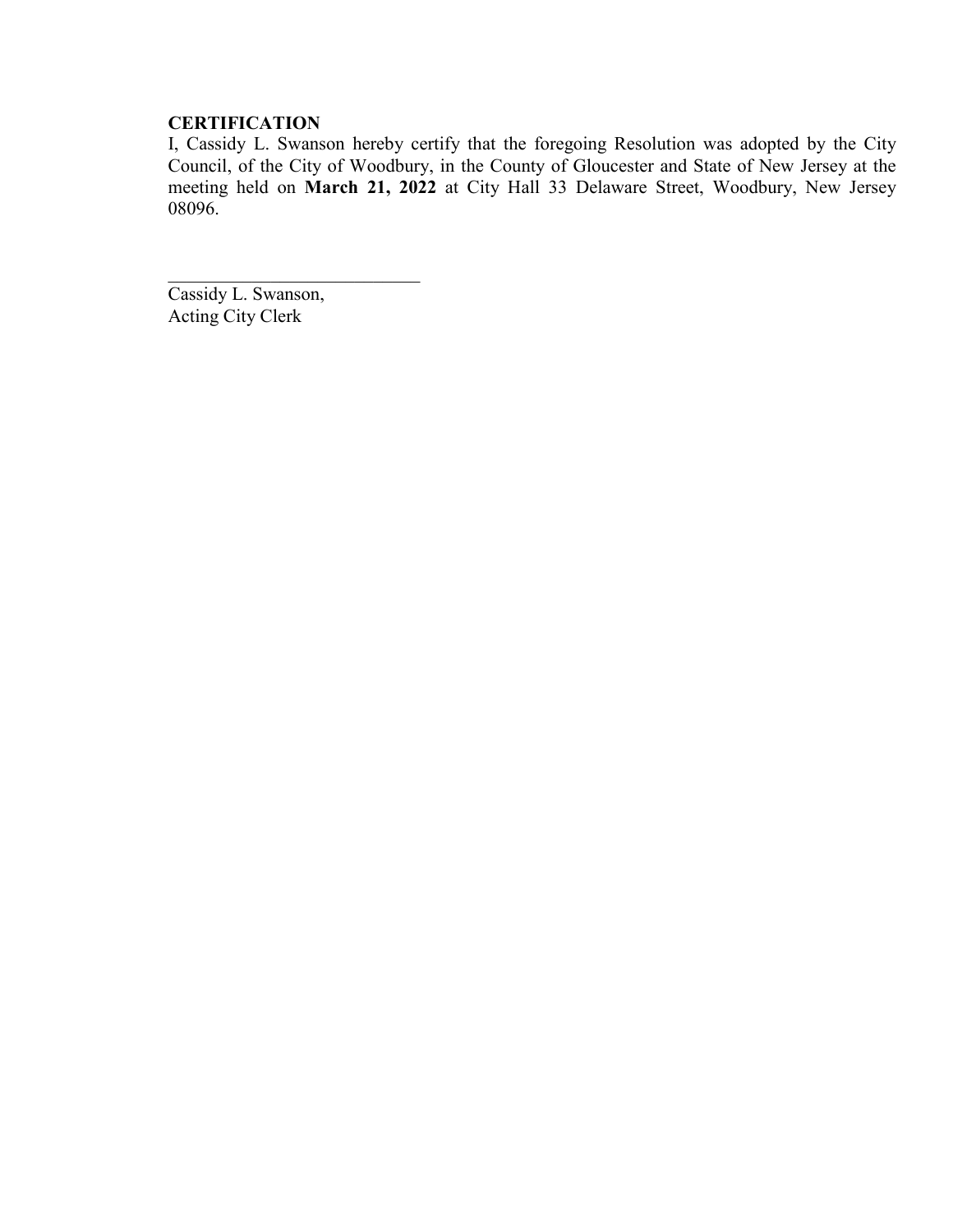**CERTIFICATION**

I, Cassidy L. Swanson hereby certify that the foregoing Resolution was adopted by the City Council, of the City of Woodbury, in the County of Gloucester and State of New Jersey at the meeting held on **March 21, 2022** at City Hall 33 Delaware Street, Woodbury, New Jersey 08096.

\_\_\_\_\_\_\_\_\_\_\_\_\_\_\_\_\_\_\_\_\_\_\_\_\_\_\_\_\_\_

Cassidy L. Swanson,
Acting City Clerk